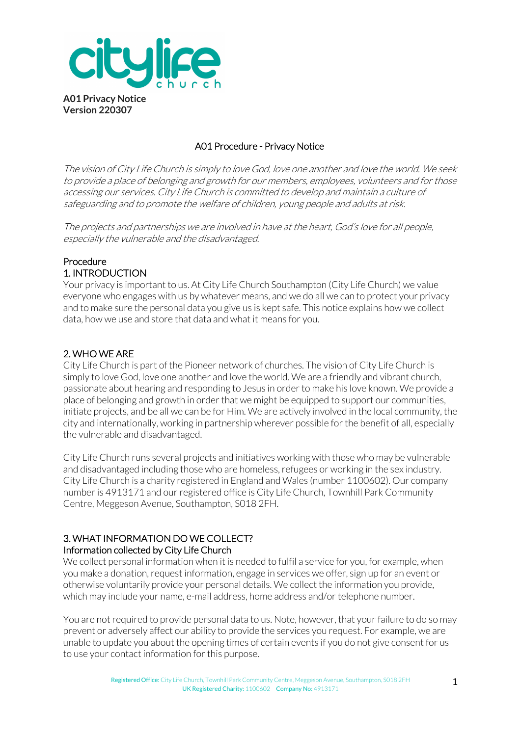**A01 Privacy Notice**
**Version 220307**

# A01 Procedure - Privacy Notice

*The vision of City Life Church is simply to love God, love one another and love the world. We seek to provide a place of belonging and growth for our members, employees, volunteers and for those accessing our services. City Life Church is committed to develop and maintain a culture of safeguarding and to promote the welfare of children, young people and adults at risk.*

*The projects and partnerships we are involved in have at the heart, God's love for all people, especially the vulnerable and the disadvantaged.*

## Procedure

## 1. INTRODUCTION

Your privacy is important to us. At City Life Church Southampton (City Life Church) we value everyone who engages with us by whatever means, and we do all we can to protect your privacy and to make sure the personal data you give us is kept safe. This notice explains how we collect data, how we use and store that data and what it means for you.

## 2. WHO WE ARE

City Life Church is part of the Pioneer network of churches. The vision of City Life Church is simply to love God, love one another and love the world. We are a friendly and vibrant church, passionate about hearing and responding to Jesus in order to make his love known. We provide a place of belonging and growth in order that we might be equipped to support our communities, initiate projects, and be all we can be for Him. We are actively involved in the local community, the city and internationally, working in partnership wherever possible for the benefit of all, especially the vulnerable and disadvantaged.

City Life Church runs several projects and initiatives working with those who may be vulnerable and disadvantaged including those who are homeless, refugees or working in the sex industry. City Life Church is a charity registered in England and Wales (number 1100602). Our company number is 4913171 and our registered office is City Life Church, Townhill Park Community Centre, Meggeson Avenue, Southampton, S018 2FH.

## 3. WHAT INFORMATION DO WE COLLECT?

### Information collected by City Life Church

We collect personal information when it is needed to fulfil a service for you, for example, when you make a donation, request information, engage in services we offer, sign up for an event or otherwise voluntarily provide your personal details. We collect the information you provide, which may include your name, e-mail address, home address and/or telephone number.

You are not required to provide personal data to us. Note, however, that your failure to do so may prevent or adversely affect our ability to provide the services you request. For example, we are unable to update you about the opening times of certain events if you do not give consent for us to use your contact information for this purpose.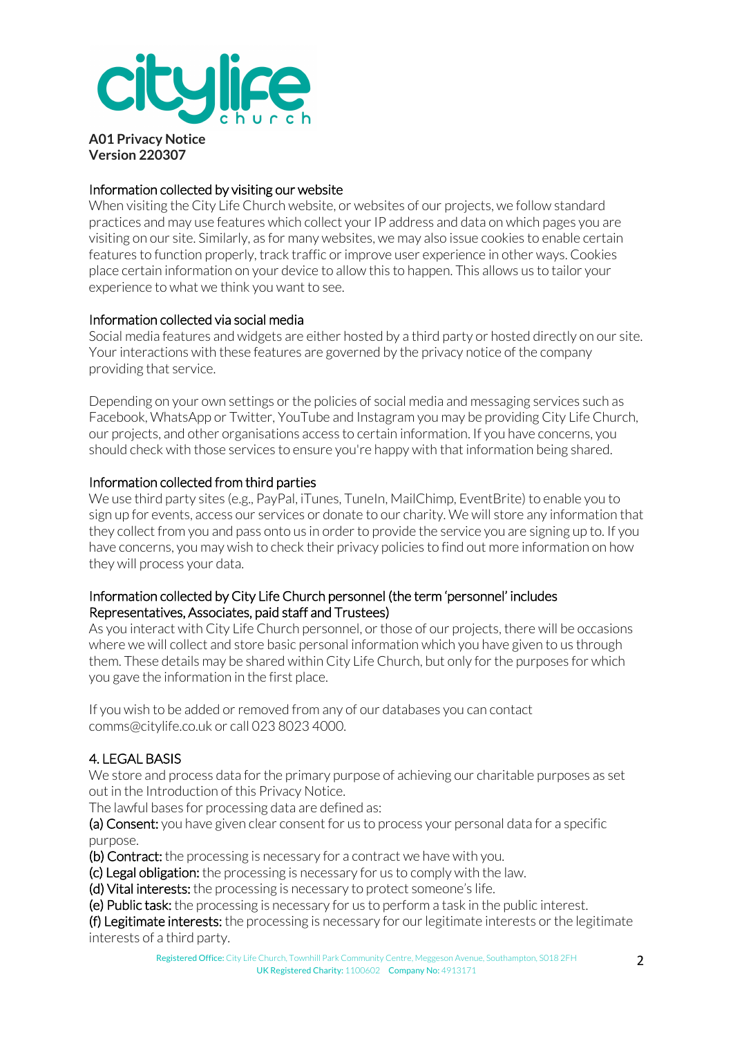**A01 Privacy Notice**
**Version 220307**

### Information collected by visiting our website

When visiting the City Life Church website, or websites of our projects, we follow standard practices and may use features which collect your IP address and data on which pages you are visiting on our site. Similarly, as for many websites, we may also issue cookies to enable certain features to function properly, track traffic or improve user experience in other ways. Cookies place certain information on your device to allow this to happen. This allows us to tailor your experience to what we think you want to see.

### Information collected via social media

Social media features and widgets are either hosted by a third party or hosted directly on our site. Your interactions with these features are governed by the privacy notice of the company providing that service.

Depending on your own settings or the policies of social media and messaging services such as Facebook, WhatsApp or Twitter, YouTube and Instagram you may be providing City Life Church, our projects, and other organisations access to certain information. If you have concerns, you should check with those services to ensure you're happy with that information being shared.

### Information collected from third parties

We use third party sites (e.g., PayPal, iTunes, TuneIn, MailChimp, EventBrite) to enable you to sign up for events, access our services or donate to our charity. We will store any information that they collect from you and pass onto us in order to provide the service you are signing up to. If you have concerns, you may wish to check their privacy policies to find out more information on how they will process your data.

### Information collected by City Life Church personnel (the term 'personnel' includes Representatives, Associates, paid staff and Trustees)

As you interact with City Life Church personnel, or those of our projects, there will be occasions where we will collect and store basic personal information which you have given to us through them. These details may be shared within City Life Church, but only for the purposes for which you gave the information in the first place.

If you wish to be added or removed from any of our databases you can contact comms@citylife.co.uk or call 023 8023 4000.

## 4. LEGAL BASIS

We store and process data for the primary purpose of achieving our charitable purposes as set out in the Introduction of this Privacy Notice.
The lawful bases for processing data are defined as:

**(a) Consent:** you have given clear consent for us to process your personal data for a specific purpose.
**(b) Contract:** the processing is necessary for a contract we have with you.
**(c) Legal obligation:** the processing is necessary for us to comply with the law.
**(d) Vital interests:** the processing is necessary to protect someone's life.
**(e) Public task:** the processing is necessary for us to perform a task in the public interest.
**(f) Legitimate interests:** the processing is necessary for our legitimate interests or the legitimate interests of a third party.

Registered Office: City Life Church, Townhill Park Community Centre, Meggeson Avenue, Southampton, SO18 2FH
UK Registered Charity: 1100602 Company No: 4913171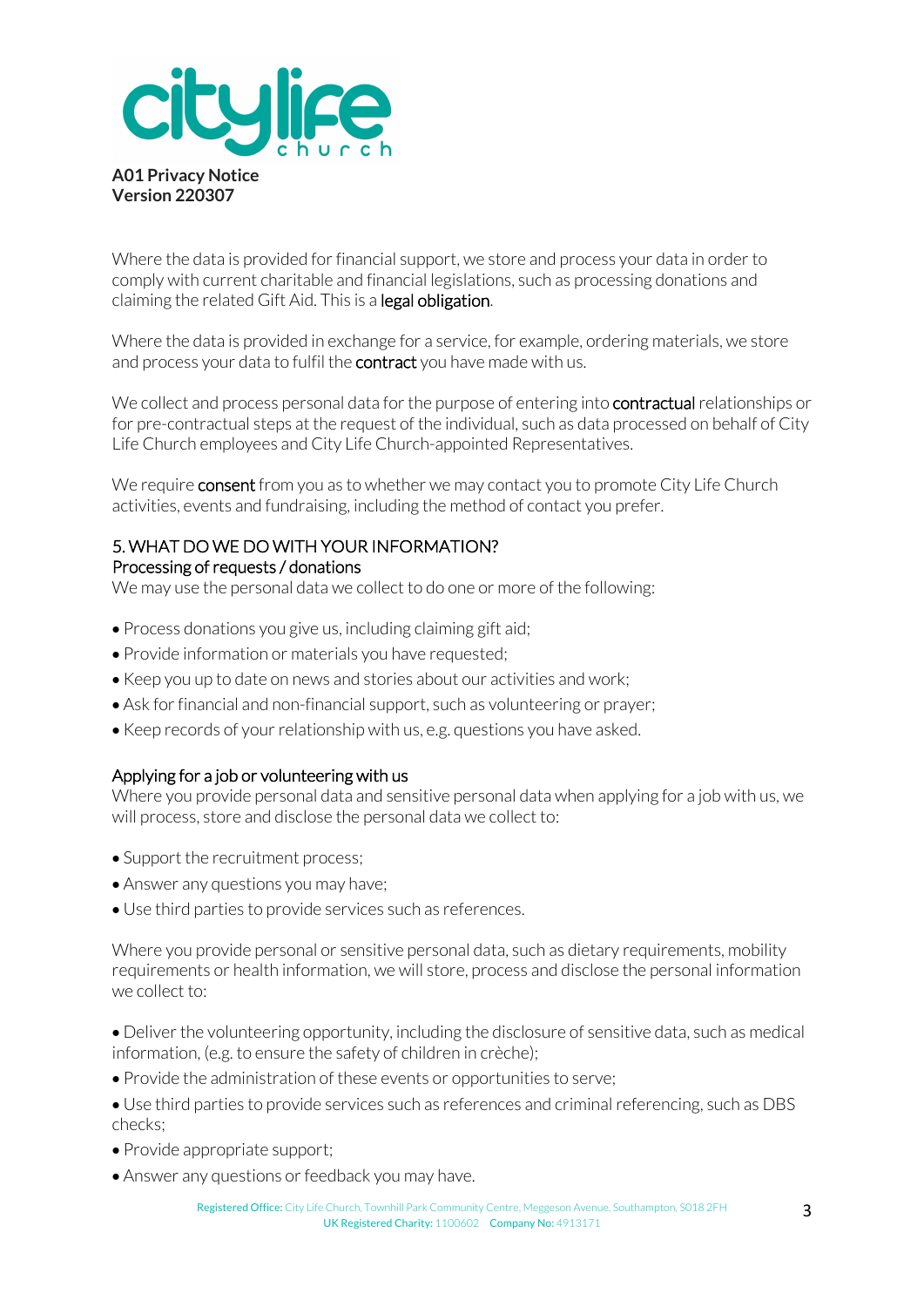Where the data is provided for financial support, we store and process your data in order to comply with current charitable and financial legislations, such as processing donations and claiming the related Gift Aid. This is a legal obligation.

Where the data is provided in exchange for a service, for example, ordering materials, we store and process your data to fulfil the contract you have made with us.

We collect and process personal data for the purpose of entering into contractual relationships or for pre-contractual steps at the request of the individual, such as data processed on behalf of City Life Church employees and City Life Church-appointed Representatives.

We require consent from you as to whether we may contact you to promote City Life Church activities, events and fundraising, including the method of contact you prefer.

## 5. WHAT DO WE DO WITH YOUR INFORMATION?

### Processing of requests / donations

We may use the personal data we collect to do one or more of the following:

- Process donations you give us, including claiming gift aid;
- Provide information or materials you have requested;
- Keep you up to date on news and stories about our activities and work;
- Ask for financial and non-financial support, such as volunteering or prayer;
- Keep records of your relationship with us, e.g. questions you have asked.

### Applying for a job or volunteering with us

Where you provide personal data and sensitive personal data when applying for a job with us, we will process, store and disclose the personal data we collect to:

- Support the recruitment process;
- Answer any questions you may have;
- Use third parties to provide services such as references.

Where you provide personal or sensitive personal data, such as dietary requirements, mobility requirements or health information, we will store, process and disclose the personal information we collect to:

- Deliver the volunteering opportunity, including the disclosure of sensitive data, such as medical information, (e.g. to ensure the safety of children in crèche);
- Provide the administration of these events or opportunities to serve;
- Use third parties to provide services such as references and criminal referencing, such as DBS checks;
- Provide appropriate support;
- Answer any questions or feedback you may have.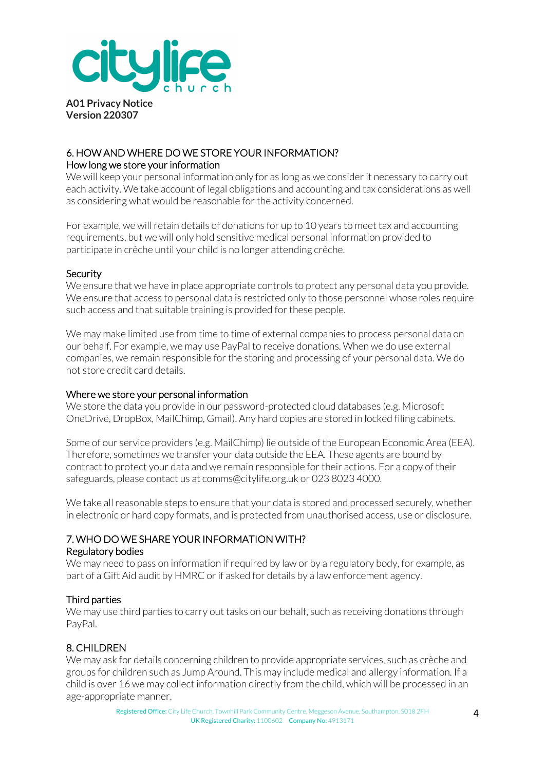## 6. HOW AND WHERE DO WE STORE YOUR INFORMATION?

### How long we store your information

We will keep your personal information only for as long as we consider it necessary to carry out each activity. We take account of legal obligations and accounting and tax considerations as well as considering what would be reasonable for the activity concerned.

For example, we will retain details of donations for up to 10 years to meet tax and accounting requirements, but we will only hold sensitive medical personal information provided to participate in crèche until your child is no longer attending crèche.

### Security

We ensure that we have in place appropriate controls to protect any personal data you provide. We ensure that access to personal data is restricted only to those personnel whose roles require such access and that suitable training is provided for these people.

We may make limited use from time to time of external companies to process personal data on our behalf. For example, we may use PayPal to receive donations. When we do use external companies, we remain responsible for the storing and processing of your personal data. We do not store credit card details.

### Where we store your personal information

We store the data you provide in our password-protected cloud databases (e.g. Microsoft OneDrive, DropBox, MailChimp, Gmail). Any hard copies are stored in locked filing cabinets.

Some of our service providers (e.g. MailChimp) lie outside of the European Economic Area (EEA). Therefore, sometimes we transfer your data outside the EEA. These agents are bound by contract to protect your data and we remain responsible for their actions. For a copy of their safeguards, please contact us at comms@citylife.org.uk or 023 8023 4000.

We take all reasonable steps to ensure that your data is stored and processed securely, whether in electronic or hard copy formats, and is protected from unauthorised access, use or disclosure.

## 7. WHO DO WE SHARE YOUR INFORMATION WITH?

### Regulatory bodies

We may need to pass on information if required by law or by a regulatory body, for example, as part of a Gift Aid audit by HMRC or if asked for details by a law enforcement agency.

### Third parties

We may use third parties to carry out tasks on our behalf, such as receiving donations through PayPal.

## 8. CHILDREN

We may ask for details concerning children to provide appropriate services, such as crèche and groups for children such as Jump Around. This may include medical and allergy information. If a child is over 16 we may collect information directly from the child, which will be processed in an age-appropriate manner.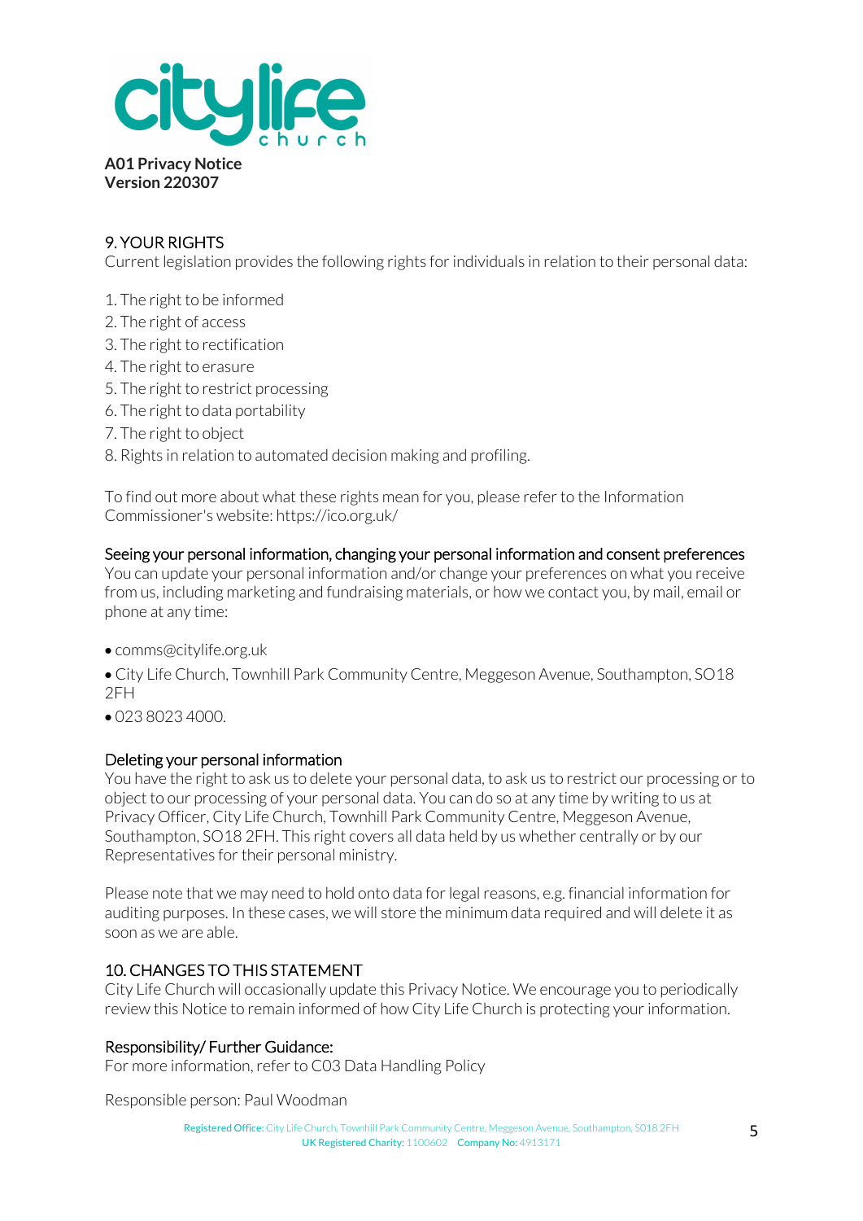**A01 Privacy Notice**
**Version 220307**

## 9. YOUR RIGHTS

Current legislation provides the following rights for individuals in relation to their personal data:

1. The right to be informed
2. The right of access
3. The right to rectification
4. The right to erasure
5. The right to restrict processing
6. The right to data portability
7. The right to object
8. Rights in relation to automated decision making and profiling.

To find out more about what these rights mean for you, please refer to the Information Commissioner's website: https://ico.org.uk/

### Seeing your personal information, changing your personal information and consent preferences

You can update your personal information and/or change your preferences on what you receive from us, including marketing and fundraising materials, or how we contact you, by mail, email or phone at any time:

- comms@citylife.org.uk
- City Life Church, Townhill Park Community Centre, Meggeson Avenue, Southampton, SO18 2FH
- 023 8023 4000.

### Deleting your personal information

You have the right to ask us to delete your personal data, to ask us to restrict our processing or to object to our processing of your personal data. You can do so at any time by writing to us at Privacy Officer, City Life Church, Townhill Park Community Centre, Meggeson Avenue, Southampton, SO18 2FH. This right covers all data held by us whether centrally or by our Representatives for their personal ministry.

Please note that we may need to hold onto data for legal reasons, e.g. financial information for auditing purposes. In these cases, we will store the minimum data required and will delete it as soon as we are able.

## 10. CHANGES TO THIS STATEMENT

City Life Church will occasionally update this Privacy Notice. We encourage you to periodically review this Notice to remain informed of how City Life Church is protecting your information.

### Responsibility/ Further Guidance:

For more information, refer to C03 Data Handling Policy

Responsible person: Paul Woodman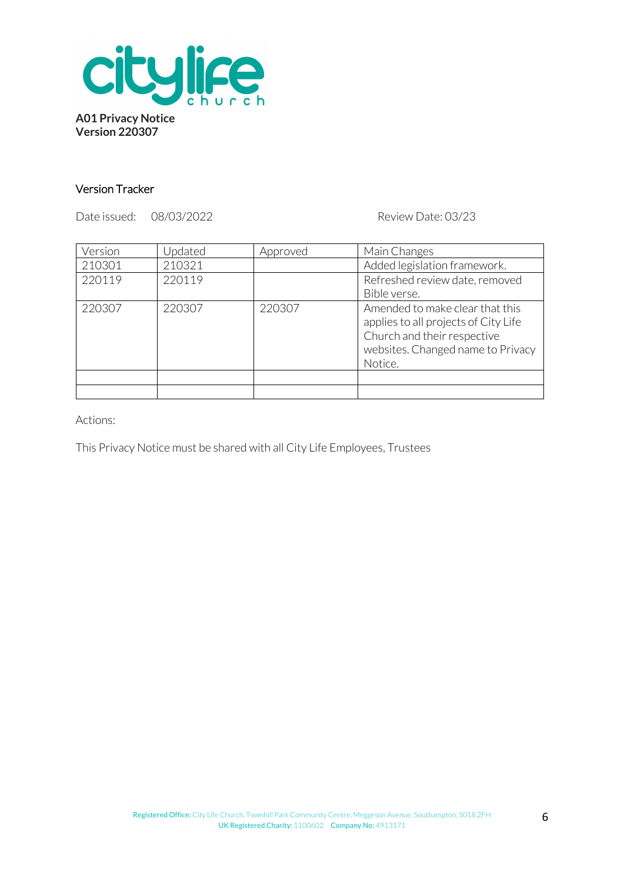**A01 Privacy Notice**
**Version 220307**

## Version Tracker

Date issued: 08/03/2022 Review Date: 03/23

| Version | Updated | Approved | Main Changes |
|---|---|---|---|
| 210301 | 210321 | | Added legislation framework. |
| 220119 | 220119 | | Refreshed review date, removed Bible verse. |
| 220307 | 220307 | 220307 | Amended to make clear that this applies to all projects of City Life Church and their respective websites. Changed name to Privacy Notice. |
| | | | |
| | | | |

Actions:

This Privacy Notice must be shared with all City Life Employees, Trustees

Registered Office: City Life Church, Townhill Park Community Centre, Meggeson Avenue, Southampton, SO18 2FH
UK Registered Charity: 1100602 Company No: 4913171